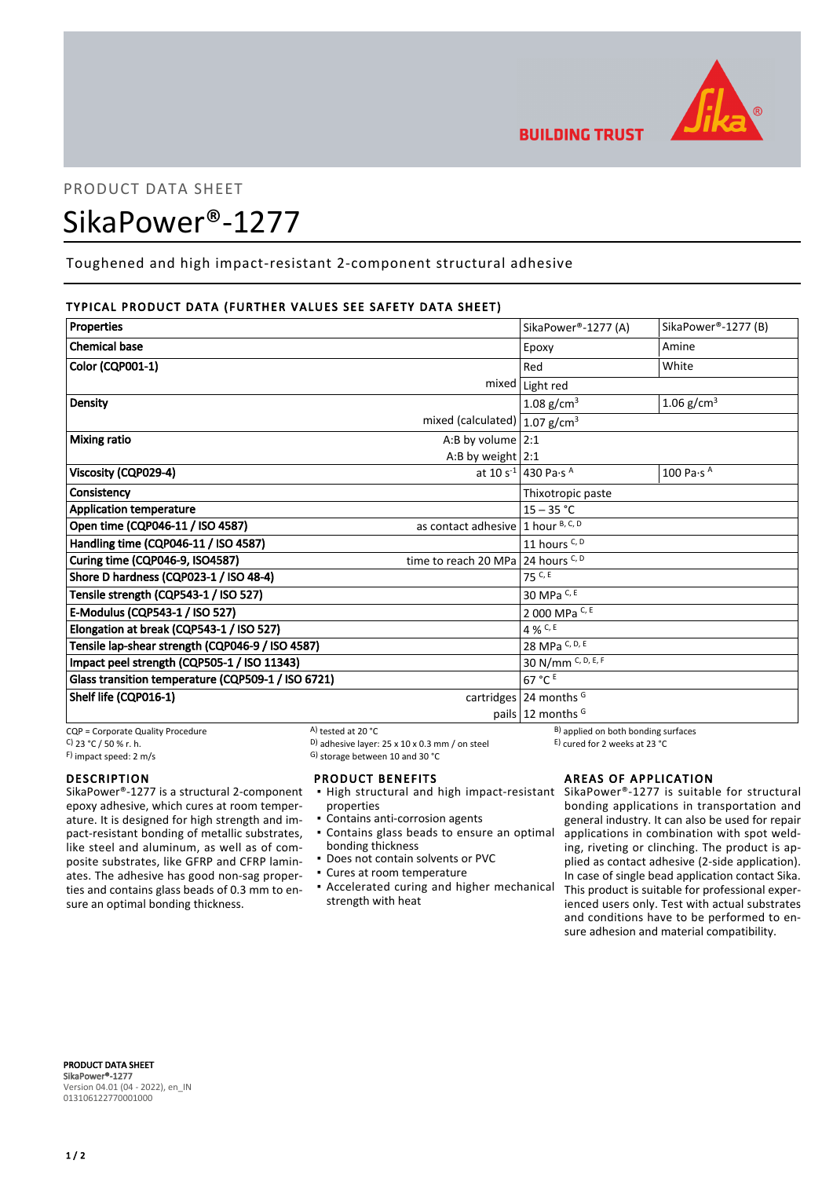PRODUCT DATA SHEET

# SikaPower®-1277

Toughened and high impact-resistant 2-component structural adhesive

## TYPICAL PRODUCT DATA (FURTHER VALUES SEE SAFETY DATA SHEET)

| Properties | | SikaPower®-1277 (A) | SikaPower®-1277 (B) |
|---|---|---|---|
| Chemical base | | Epoxy | Amine |
| Color (CQP001-1) | | Red | White |
| | mixed | Light red | |
| Density | | 1.08 g/cm³ | 1.06 g/cm³ |
| | mixed (calculated) | 1.07 g/cm³ | |
| Mixing ratio | A:B by volume | 2:1 | |
| | A:B by weight | 2:1 | |
| Viscosity (CQP029-4) | at 10 s⁻¹ | 430 Pa·s [A] | 100 Pa·s [A] |
| Consistency | | Thixotropic paste | |
| Application temperature | | 15 – 35 °C | |
| Open time (CQP046-11 / ISO 4587) | as contact adhesive | 1 hour [B, C, D] | |
| Handling time (CQP046-11 / ISO 4587) | | 11 hours [C, D] | |
| Curing time (CQP046-9, ISO4587) | time to reach 20 MPa | 24 hours [C, D] | |
| Shore D hardness (CQP023-1 / ISO 48-4) | | 75 [C, E] | |
| Tensile strength (CQP543-1 / ISO 527) | | 30 MPa [C, E] | |
| E-Modulus (CQP543-1 / ISO 527) | | 2 000 MPa [C, E] | |
| Elongation at break (CQP543-1 / ISO 527) | | 4 % [C, E] | |
| Tensile lap-shear strength (CQP046-9 / ISO 4587) | | 28 MPa [C, D, E] | |
| Impact peel strength (CQP505-1 / ISO 11343) | | 30 N/mm [C, D, E, F] | |
| Glass transition temperature (CQP509-1 / ISO 6721) | | 67 °C [E] | |
| Shelf life (CQP016-1) | cartridges | 24 months [G] | |
| | pails | 12 months [G] | |

CQP = Corporate Quality Procedure
A) tested at 20 °C
B) applied on both bonding surfaces
C) 23 °C / 50 % r. h.
D) adhesive layer: 25 x 10 x 0.3 mm / on steel
E) cured for 2 weeks at 23 °C
F) impact speed: 2 m/s
G) storage between 10 and 30 °C

## DESCRIPTION

SikaPower®-1277 is a structural 2-component epoxy adhesive, which cures at room temperature. It is designed for high strength and impact-resistant bonding of metallic substrates, like steel and aluminum, as well as of composite substrates, like GFRP and CFRP laminates. The adhesive has good non-sag properties and contains glass beads of 0.3 mm to ensure an optimal bonding thickness.

## PRODUCT BENEFITS

- High structural and high impact-resistant properties
- Contains anti-corrosion agents
- Contains glass beads to ensure an optimal bonding thickness
- Does not contain solvents or PVC
- Cures at room temperature
- Accelerated curing and higher mechanical strength with heat

## AREAS OF APPLICATION

SikaPower®-1277 is suitable for structural bonding applications in transportation and general industry. It can also be used for repair applications in combination with spot welding, riveting or clinching. The product is applied as contact adhesive (2-side application). In case of single bead application contact Sika. This product is suitable for professional experienced users only. Test with actual substrates and conditions have to be performed to ensure adhesion and material compatibility.

**PRODUCT DATA SHEET**
**SikaPower®-1277**
Version 04.01 (04 - 2022), en_IN
013106122770001000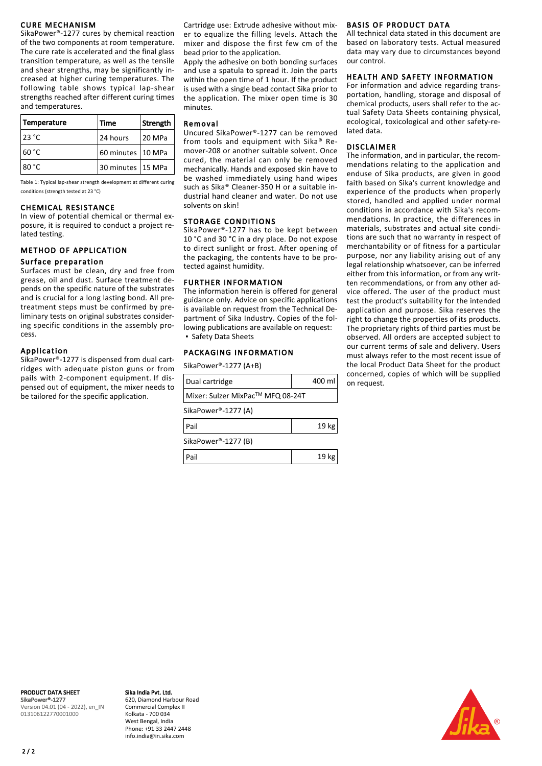## CURE MECHANISM

SikaPower®-1277 cures by chemical reaction of the two components at room temperature. The cure rate is accelerated and the final glass transition temperature, as well as the tensile and shear strengths, may be significantly increased at higher curing temperatures. The following table shows typical lap-shear strengths reached after different curing times and temperatures.

| Temperature | Time | Strength |
|---|---|---|
| 23 °C | 24 hours | 20 MPa |
| 60 °C | 60 minutes | 10 MPa |
| 80 °C | 30 minutes | 15 MPa |

Table 1: Typical lap-shear strength development at different curing conditions (strength tested at 23 °C)

## CHEMICAL RESISTANCE

In view of potential chemical or thermal exposure, it is required to conduct a project related testing.

## METHOD OF APPLICATION

### Surface preparation

Surfaces must be clean, dry and free from grease, oil and dust. Surface treatment depends on the specific nature of the substrates and is crucial for a long lasting bond. All pretreatment steps must be confirmed by preliminary tests on original substrates considering specific conditions in the assembly process.

### Application

SikaPower®-1277 is dispensed from dual cartridges with adequate piston guns or from pails with 2-component equipment. If dispensed out of equipment, the mixer needs to be tailored for the specific application.

Cartridge use: Extrude adhesive without mixer to equalize the filling levels. Attach the mixer and dispose the first few cm of the bead prior to the application.

Apply the adhesive on both bonding surfaces and use a spatula to spread it. Join the parts within the open time of 1 hour. If the product is used with a single bead contact Sika prior to the application. The mixer open time is 30 minutes.

### Removal

Uncured SikaPower®-1277 can be removed from tools and equipment with Sika® Remover-208 or another suitable solvent. Once cured, the material can only be removed mechanically. Hands and exposed skin have to be washed immediately using hand wipes such as Sika® Cleaner-350 H or a suitable industrial hand cleaner and water. Do not use solvents on skin!

## STORAGE CONDITIONS

SikaPower®-1277 has to be kept between 10 °C and 30 °C in a dry place. Do not expose to direct sunlight or frost. After opening of the packaging, the contents have to be protected against humidity.

## FURTHER INFORMATION

The information herein is offered for general guidance only. Advice on specific applications is available on request from the Technical Department of Sika Industry. Copies of the following publications are available on request:

- Safety Data Sheets

## PACKAGING INFORMATION

SikaPower®-1277 (A+B)

| | |
|---|---|
| Dual cartridge | 400 ml |
| Mixer: Sulzer MixPac™ MFQ 08-24T | |

SikaPower®-1277 (A)

| | |
|---|---|
| Pail | 19 kg |

SikaPower®-1277 (B)

| | |
|---|---|
| Pail | 19 kg |

## BASIS OF PRODUCT DATA

All technical data stated in this document are based on laboratory tests. Actual measured data may vary due to circumstances beyond our control.

## HEALTH AND SAFETY INFORMATION

For information and advice regarding transportation, handling, storage and disposal of chemical products, users shall refer to the actual Safety Data Sheets containing physical, ecological, toxicological and other safety-related data.

## DISCLAIMER

The information, and in particular, the recommendations relating to the application and enduse of Sika products, are given in good faith based on Sika's current knowledge and experience of the products when properly stored, handled and applied under normal conditions in accordance with Sika's recommendations. In practice, the differences in materials, substrates and actual site conditions are such that no warranty in respect of merchantability or of fitness for a particular purpose, nor any liability arising out of any legal relationship whatsoever, can be inferred either from this information, or from any written recommendations, or from any other advice offered. The user of the product must test the product's suitability for the intended application and purpose. Sika reserves the right to change the properties of its products. The proprietary rights of third parties must be observed. All orders are accepted subject to our current terms of sale and delivery. Users must always refer to the most recent issue of the local Product Data Sheet for the product concerned, copies of which will be supplied on request.

**PRODUCT DATA SHEET**
**SikaPower®-1277**
Version 04.01 (04 - 2022), en_IN
013106122770001000

**Sika India Pvt. Ltd.**
620, Diamond Harbour Road
Commercial Complex II
Kolkata - 700 034
West Bengal, India
Phone: +91 33 2447 2448
info.india@in.sika.com